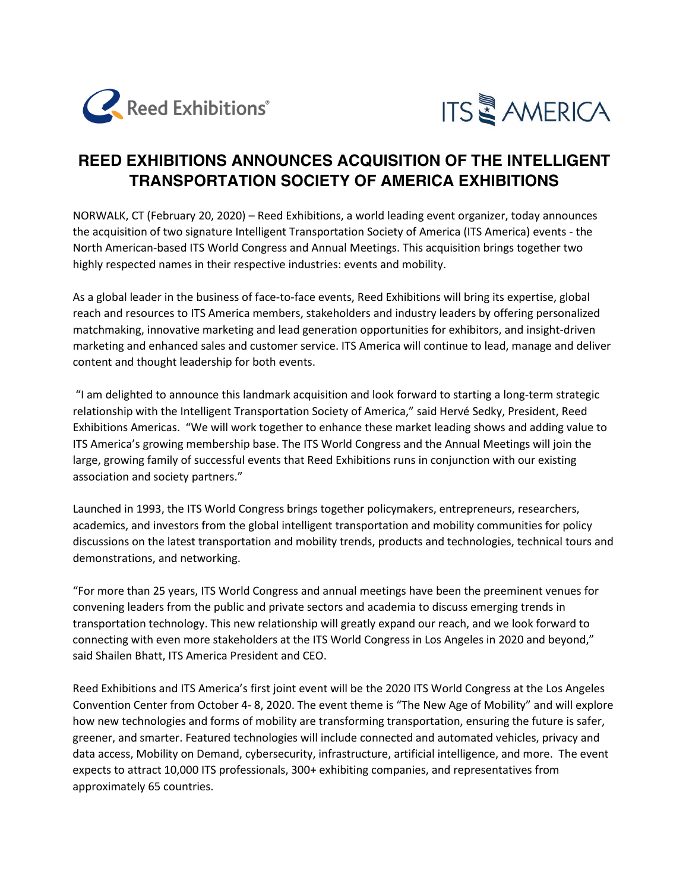# REED EXHIBITIONS ANNOUNCES ACQUISITION OF THE INTELLIGENT TRANSPORTATION SOCIETY OF AMERICA EXHIBITIONS

NORWALK, CT (February 20, 2020) – Reed Exhibitions, a world leading event organizer, today announces the acquisition of two signature Intelligent Transportation Society of America (ITS America) events - the North American-based ITS World Congress and Annual Meetings. This acquisition brings together two highly respected names in their respective industries: events and mobility.

As a global leader in the business of face-to-face events, Reed Exhibitions will bring its expertise, global reach and resources to ITS America members, stakeholders and industry leaders by offering personalized matchmaking, innovative marketing and lead generation opportunities for exhibitors, and insight-driven marketing and enhanced sales and customer service. ITS America will continue to lead, manage and deliver content and thought leadership for both events.

"I am delighted to announce this landmark acquisition and look forward to starting a long-term strategic relationship with the Intelligent Transportation Society of America," said Hervé Sedky, President, Reed Exhibitions Americas. "We will work together to enhance these market leading shows and adding value to ITS America's growing membership base. The ITS World Congress and the Annual Meetings will join the large, growing family of successful events that Reed Exhibitions runs in conjunction with our existing association and society partners."

Launched in 1993, the ITS World Congress brings together policymakers, entrepreneurs, researchers, academics, and investors from the global intelligent transportation and mobility communities for policy discussions on the latest transportation and mobility trends, products and technologies, technical tours and demonstrations, and networking.

"For more than 25 years, ITS World Congress and annual meetings have been the preeminent venues for convening leaders from the public and private sectors and academia to discuss emerging trends in transportation technology. This new relationship will greatly expand our reach, and we look forward to connecting with even more stakeholders at the ITS World Congress in Los Angeles in 2020 and beyond," said Shailen Bhatt, ITS America President and CEO.

Reed Exhibitions and ITS America's first joint event will be the 2020 ITS World Congress at the Los Angeles Convention Center from October 4- 8, 2020. The event theme is "The New Age of Mobility" and will explore how new technologies and forms of mobility are transforming transportation, ensuring the future is safer, greener, and smarter. Featured technologies will include connected and automated vehicles, privacy and data access, Mobility on Demand, cybersecurity, infrastructure, artificial intelligence, and more. The event expects to attract 10,000 ITS professionals, 300+ exhibiting companies, and representatives from approximately 65 countries.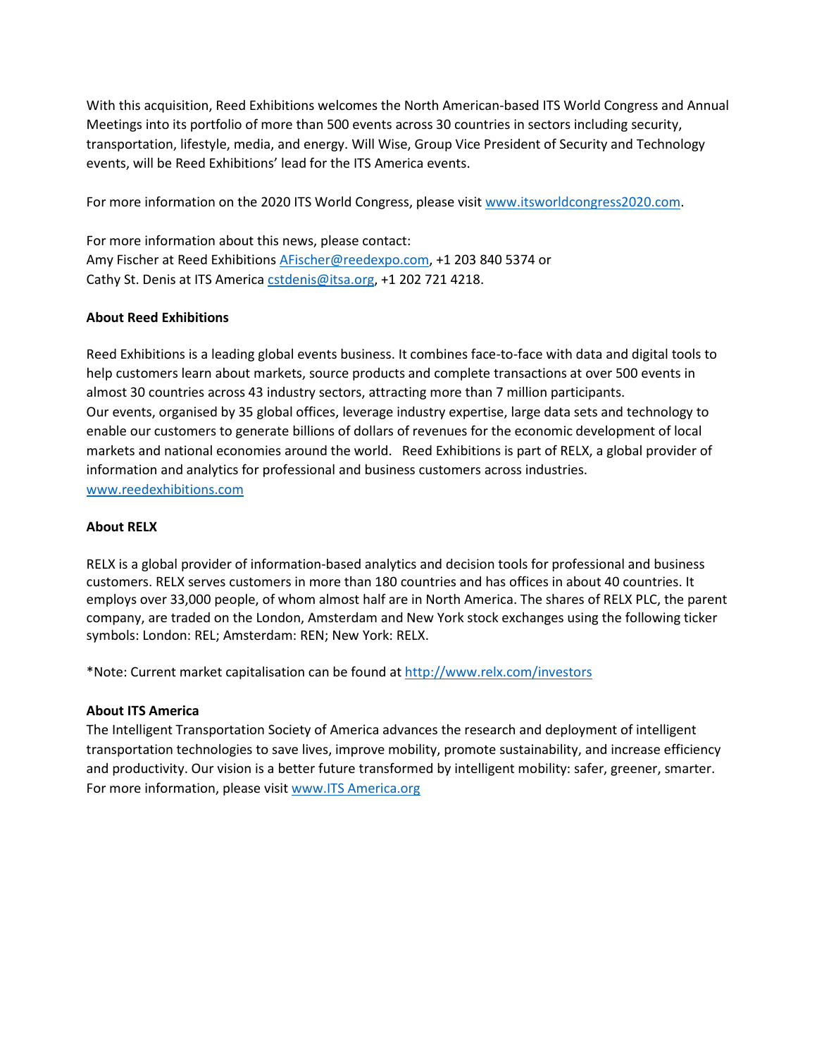With this acquisition, Reed Exhibitions welcomes the North American-based ITS World Congress and Annual Meetings into its portfolio of more than 500 events across 30 countries in sectors including security, transportation, lifestyle, media, and energy. Will Wise, Group Vice President of Security and Technology events, will be Reed Exhibitions' lead for the ITS America events.

For more information on the 2020 ITS World Congress, please visit [www.itsworldcongress2020.com](www.itsworldcongress2020.com).

For more information about this news, please contact:
Amy Fischer at Reed Exhibitions [AFischer@reedexpo.com](mailto:AFischer@reedexpo.com), +1 203 840 5374 or
Cathy St. Denis at ITS America [cstdenis@itsa.org](mailto:cstdenis@itsa.org), +1 202 721 4218.

**About Reed Exhibitions**

Reed Exhibitions is a leading global events business. It combines face-to-face with data and digital tools to help customers learn about markets, source products and complete transactions at over 500 events in almost 30 countries across 43 industry sectors, attracting more than 7 million participants.
Our events, organised by 35 global offices, leverage industry expertise, large data sets and technology to enable our customers to generate billions of dollars of revenues for the economic development of local markets and national economies around the world. Reed Exhibitions is part of RELX, a global provider of information and analytics for professional and business customers across industries.
[www.reedexhibitions.com](www.reedexhibitions.com)

**About RELX**

RELX is a global provider of information-based analytics and decision tools for professional and business customers. RELX serves customers in more than 180 countries and has offices in about 40 countries. It employs over 33,000 people, of whom almost half are in North America. The shares of RELX PLC, the parent company, are traded on the London, Amsterdam and New York stock exchanges using the following ticker symbols: London: REL; Amsterdam: REN; New York: RELX.

*Note: Current market capitalisation can be found at [http://www.relx.com/investors](http://www.relx.com/investors)

**About ITS America**

The Intelligent Transportation Society of America advances the research and deployment of intelligent transportation technologies to save lives, improve mobility, promote sustainability, and increase efficiency and productivity. Our vision is a better future transformed by intelligent mobility: safer, greener, smarter. For more information, please visit www.ITS America.org